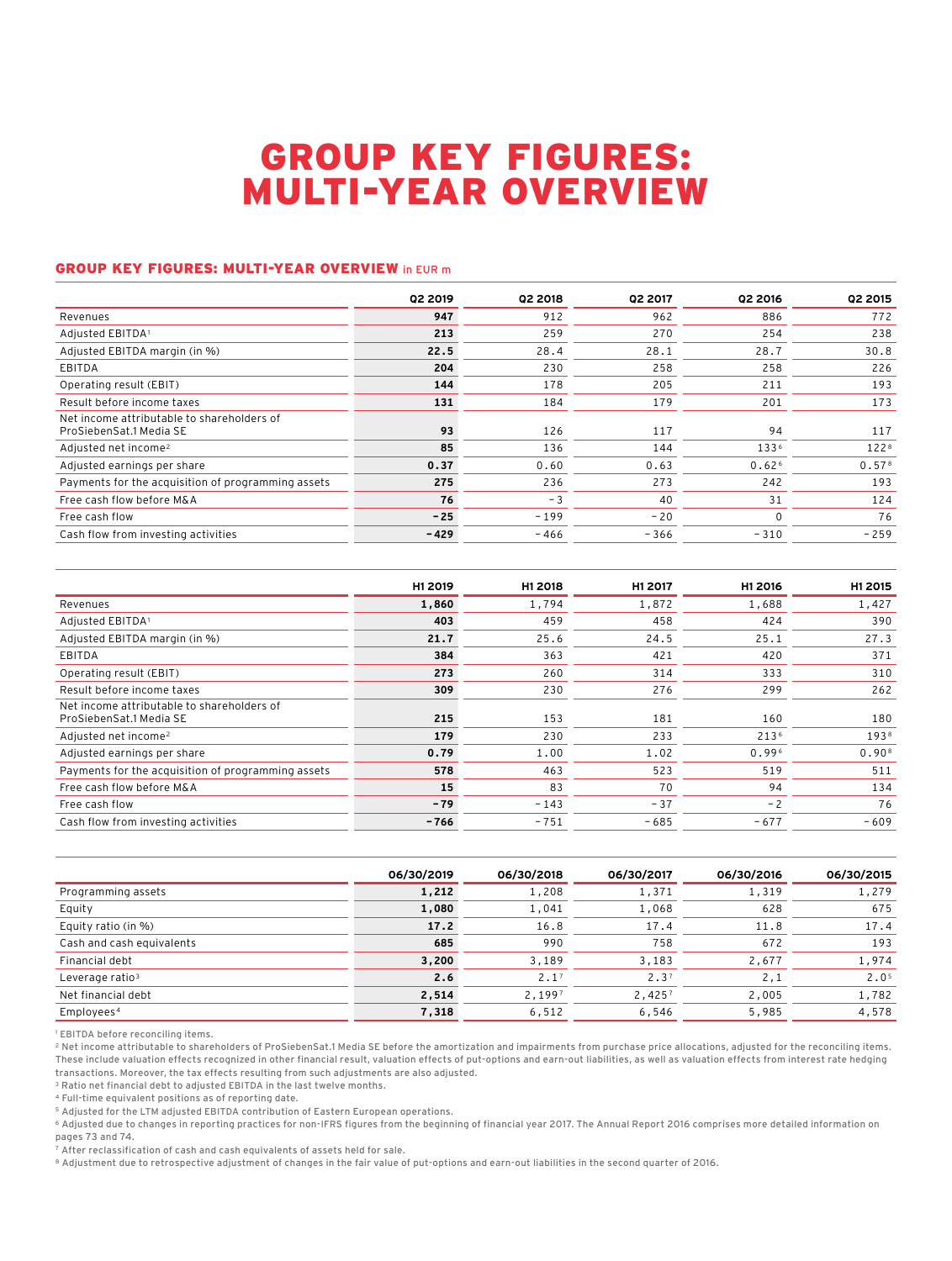# GROUP KEY FIGURES: MULTI-YEAR OVERVIEW

## GROUP KEY FIGURES: MULTI-YEAR OVERVIEW in EUR m

| | Q2 2019 | Q2 2018 | Q2 2017 | Q2 2016 | Q2 2015 |
|---|---|---|---|---|---|
| Revenues | **947** | 912 | 962 | 886 | 772 |
| Adjusted EBITDA[1] | **213** | 259 | 270 | 254 | 238 |
| Adjusted EBITDA margin (in %) | **22.5** | 28.4 | 28.1 | 28.7 | 30.8 |
| EBITDA | **204** | 230 | 258 | 258 | 226 |
| Operating result (EBIT) | **144** | 178 | 205 | 211 | 193 |
| Result before income taxes | **131** | 184 | 179 | 201 | 173 |
| Net income attributable to shareholders of ProSiebenSat.1 Media SE | **93** | 126 | 117 | 94 | 117 |
| Adjusted net income[2] | **85** | 136 | 144 | 133[6] | 122[8] |
| Adjusted earnings per share | **0.37** | 0.60 | 0.63 | 0.62[6] | 0.57[8] |
| Payments for the acquisition of programming assets | **275** | 236 | 273 | 242 | 193 |
| Free cash flow before M&A | **76** | -3 | 40 | 31 | 124 |
| Free cash flow | **-25** | -199 | -20 | 0 | 76 |
| Cash flow from investing activities | **-429** | -466 | -366 | -310 | -259 |

| | H1 2019 | H1 2018 | H1 2017 | H1 2016 | H1 2015 |
|---|---|---|---|---|---|
| Revenues | **1,860** | 1,794 | 1,872 | 1,688 | 1,427 |
| Adjusted EBITDA[1] | **403** | 459 | 458 | 424 | 390 |
| Adjusted EBITDA margin (in %) | **21.7** | 25.6 | 24.5 | 25.1 | 27.3 |
| EBITDA | **384** | 363 | 421 | 420 | 371 |
| Operating result (EBIT) | **273** | 260 | 314 | 333 | 310 |
| Result before income taxes | **309** | 230 | 276 | 299 | 262 |
| Net income attributable to shareholders of ProSiebenSat.1 Media SE | **215** | 153 | 181 | 160 | 180 |
| Adjusted net income[2] | **179** | 230 | 233 | 213[6] | 193[8] |
| Adjusted earnings per share | **0.79** | 1.00 | 1.02 | 0.99[6] | 0.90[8] |
| Payments for the acquisition of programming assets | **578** | 463 | 523 | 519 | 511 |
| Free cash flow before M&A | **15** | 83 | 70 | 94 | 134 |
| Free cash flow | **-79** | -143 | -37 | -2 | 76 |
| Cash flow from investing activities | **-766** | -751 | -685 | -677 | -609 |

| | 06/30/2019 | 06/30/2018 | 06/30/2017 | 06/30/2016 | 06/30/2015 |
|---|---|---|---|---|---|
| Programming assets | **1,212** | 1,208 | 1,371 | 1,319 | 1,279 |
| Equity | **1,080** | 1,041 | 1,068 | 628 | 675 |
| Equity ratio (in %) | **17.2** | 16.8 | 17.4 | 11.8 | 17.4 |
| Cash and cash equivalents | **685** | 990 | 758 | 672 | 193 |
| Financial debt | **3,200** | 3,189 | 3,183 | 2,677 | 1,974 |
| Leverage ratio[3] | **2.6** | 2.1[7] | 2.3[7] | 2,1 | 2.0[5] |
| Net financial debt | **2,514** | 2,199[7] | 2,425[7] | 2,005 | 1,782 |
| Employees[4] | **7,318** | 6,512 | 6,546 | 5,985 | 4,578 |

[1] EBITDA before reconciling items.

[2] Net income attributable to shareholders of ProSiebenSat.1 Media SE before the amortization and impairments from purchase price allocations, adjusted for the reconciling items. These include valuation effects recognized in other financial result, valuation effects of put-options and earn-out liabilities, as well as valuation effects from interest rate hedging transactions. Moreover, the tax effects resulting from such adjustments are also adjusted.

[3] Ratio net financial debt to adjusted EBITDA in the last twelve months.

[4] Full-time equivalent positions as of reporting date.

[5] Adjusted for the LTM adjusted EBITDA contribution of Eastern European operations.

[6] Adjusted due to changes in reporting practices for non-IFRS figures from the beginning of financial year 2017. The Annual Report 2016 comprises more detailed information on pages 73 and 74.

[7] After reclassification of cash and cash equivalents of assets held for sale.

[8] Adjustment due to retrospective adjustment of changes in the fair value of put-options and earn-out liabilities in the second quarter of 2016.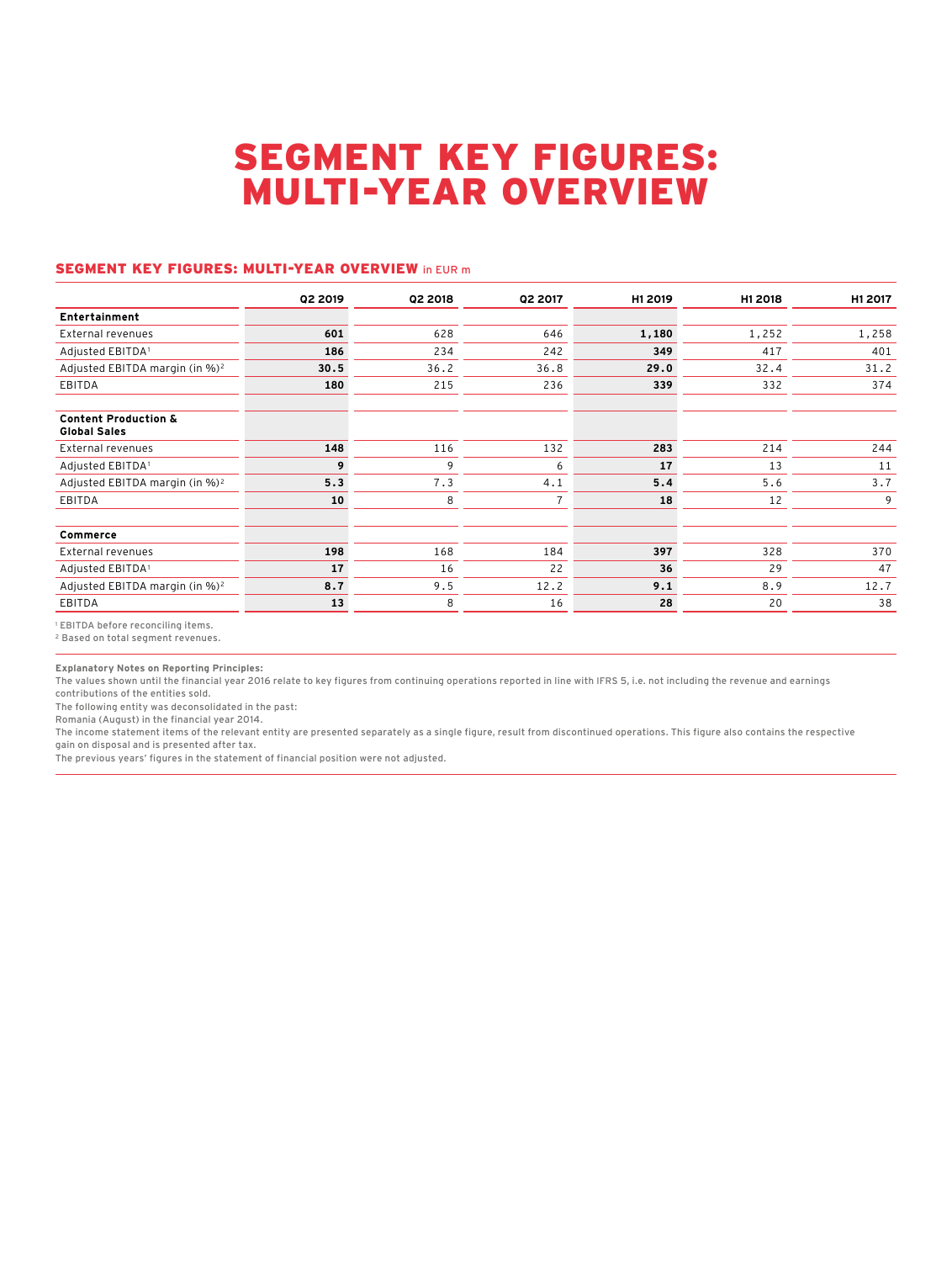# SEGMENT KEY FIGURES: MULTI-YEAR OVERVIEW

## SEGMENT KEY FIGURES: MULTI-YEAR OVERVIEW in EUR m

| | Q2 2019 | Q2 2018 | Q2 2017 | H1 2019 | H1 2018 | H1 2017 |
|---|---|---|---|---|---|---|
| **Entertainment** | | | | | | |
| External revenues | **601** | 628 | 646 | **1,180** | 1,252 | 1,258 |
| Adjusted EBITDA[1] | **186** | 234 | 242 | **349** | 417 | 401 |
| Adjusted EBITDA margin (in %)[2] | **30.5** | 36.2 | 36.8 | **29.0** | 32.4 | 31.2 |
| EBITDA | **180** | 215 | 236 | **339** | 332 | 374 |
| | | | | | | |
| **Content Production & Global Sales** | | | | | | |
| External revenues | **148** | 116 | 132 | **283** | 214 | 244 |
| Adjusted EBITDA[1] | **9** | 9 | 6 | **17** | 13 | 11 |
| Adjusted EBITDA margin (in %)[2] | **5.3** | 7.3 | 4.1 | **5.4** | 5.6 | 3.7 |
| EBITDA | **10** | 8 | 7 | **18** | 12 | 9 |
| | | | | | | |
| **Commerce** | | | | | | |
| External revenues | **198** | 168 | 184 | **397** | 328 | 370 |
| Adjusted EBITDA[1] | **17** | 16 | 22 | **36** | 29 | 47 |
| Adjusted EBITDA margin (in %)[2] | **8.7** | 9.5 | 12.2 | **9.1** | 8.9 | 12.7 |
| EBITDA | **13** | 8 | 16 | **28** | 20 | 38 |

[1] EBITDA before reconciling items.
[2] Based on total segment revenues.

**Explanatory Notes on Reporting Principles:**
The values shown until the financial year 2016 relate to key figures from continuing operations reported in line with IFRS 5, i.e. not including the revenue and earnings contributions of the entities sold.
The following entity was deconsolidated in the past:
Romania (August) in the financial year 2014.
The income statement items of the relevant entity are presented separately as a single figure, result from discontinued operations. This figure also contains the respective gain on disposal and is presented after tax.
The previous years' figures in the statement of financial position were not adjusted.